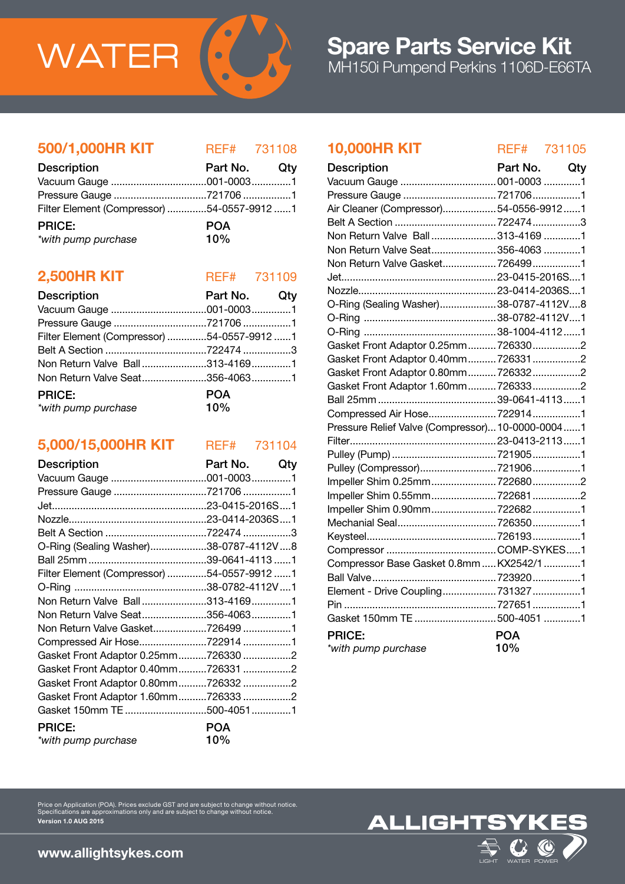# WATER

# Spare Parts Service Kit

## MH150i Pumpend Perkins 1106D-E66TA

### 500/1,000HR KIT — REF# 731108

| Description | Part No. | Qty |
|---|---|---|
| Vacuum Gauge | 001-0003 | 1 |
| Pressure Gauge | 721706 | 1 |
| Filter Element (Compressor) | 54-0557-9912 | 1 |

**PRICE:** POA
*\*with pump purchase* 10%

### 2,500HR KIT — REF# 731109

| Description | Part No. | Qty |
|---|---|---|
| Vacuum Gauge | 001-0003 | 1 |
| Pressure Gauge | 721706 | 1 |
| Filter Element (Compressor) | 54-0557-9912 | 1 |
| Belt A Section | 722474 | 3 |
| Non Return Valve Ball | 313-4169 | 1 |
| Non Return Valve Seat | 356-4063 | 1 |

**PRICE:** POA
*\*with pump purchase* 10%

### 5,000/15,000HR KIT — REF# 731104

| Description | Part No. | Qty |
|---|---|---|
| Vacuum Gauge | 001-0003 | 1 |
| Pressure Gauge | 721706 | 1 |
| Jet | 23-0415-2016S | 1 |
| Nozzle | 23-0414-2036S | 1 |
| Belt A Section | 722474 | 3 |
| O-Ring (Sealing Washer) | 38-0787-4112V | 8 |
| Ball 25mm | 39-0641-4113 | 1 |
| Filter Element (Compressor) | 54-0557-9912 | 1 |
| O-Ring | 38-0782-4112V | 1 |
| Non Return Valve Ball | 313-4169 | 1 |
| Non Return Valve Seat | 356-4063 | 1 |
| Non Return Valve Gasket | 726499 | 1 |
| Compressed Air Hose | 722914 | 1 |
| Gasket Front Adaptor 0.25mm | 726330 | 2 |
| Gasket Front Adaptor 0.40mm | 726331 | 2 |
| Gasket Front Adaptor 0.80mm | 726332 | 2 |
| Gasket Front Adaptor 1.60mm | 726333 | 2 |
| Gasket 150mm TE | 500-4051 | 1 |

**PRICE:** POA
*\*with pump purchase* 10%

### 10,000HR KIT — REF# 731105

| Description | Part No. | Qty |
|---|---|---|
| Vacuum Gauge | 001-0003 | 1 |
| Pressure Gauge | 721706 | 1 |
| Air Cleaner (Compressor) | 54-0556-9912 | 1 |
| Belt A Section | 722474 | 3 |
| Non Return Valve Ball | 313-4169 | 1 |
| Non Return Valve Seat | 356-4063 | 1 |
| Non Return Valve Gasket | 726499 | 1 |
| Jet | 23-0415-2016S | 1 |
| Nozzle | 23-0414-2036S | 1 |
| O-Ring (Sealing Washer) | 38-0787-4112V | 8 |
| O-Ring | 38-0782-4112V | 1 |
| O-Ring | 38-1004-4112 | 1 |
| Gasket Front Adaptor 0.25mm | 726330 | 2 |
| Gasket Front Adaptor 0.40mm | 726331 | 2 |
| Gasket Front Adaptor 0.80mm | 726332 | 2 |
| Gasket Front Adaptor 1.60mm | 726333 | 2 |
| Ball 25mm | 39-0641-4113 | 1 |
| Compressed Air Hose | 722914 | 1 |
| Pressure Relief Valve (Compressor) | 10-0000-0004 | 1 |
| Filter | 23-0413-2113 | 1 |
| Pulley (Pump) | 721905 | 1 |
| Pulley (Compressor) | 721906 | 1 |
| Impeller Shim 0.25mm | 722680 | 2 |
| Impeller Shim 0.55mm | 722681 | 2 |
| Impeller Shim 0.90mm | 722682 | 1 |
| Mechanial Seal | 726350 | 1 |
| Keysteel | 726193 | 1 |
| Compressor | COMP-SYKES | 1 |
| Compressor Base Gasket 0.8mm | KX2542/1 | 1 |
| Ball Valve | 723920 | 1 |
| Element - Drive Coupling | 731327 | 1 |
| Pin | 727651 | 1 |
| Gasket 150mm TE | 500-4051 | 1 |

**PRICE:** POA
*\*with pump purchase* 10%

Price on Application (POA). Prices exclude GST and are subject to change without notice.
Specifications are approximations only and are subject to change without notice.
**Version 1.0 AUG 2015**

**www.allightsykes.com**

ALLIGHTSYKES — LIGHT WATER POWER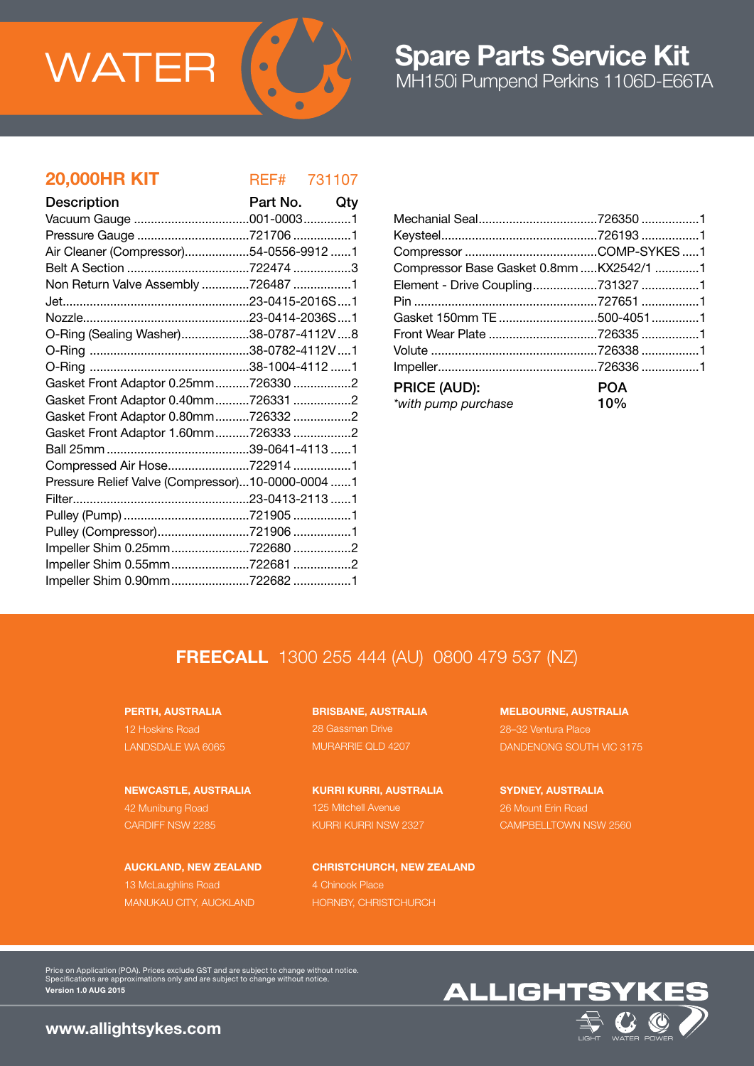WATER

# Spare Parts Service Kit

MH150i Pumpend Perkins 1106D-E66TA

## 20,000HR KIT REF# 731107

| Description | Part No. | Qty |
|---|---|---|
| Vacuum Gauge | 001-0003 | 1 |
| Pressure Gauge | 721706 | 1 |
| Air Cleaner (Compressor) | 54-0556-9912 | 1 |
| Belt A Section | 722474 | 3 |
| Non Return Valve Assembly | 726487 | 1 |
| Jet | 23-0415-2016S | 1 |
| Nozzle | 23-0414-2036S | 1 |
| O-Ring (Sealing Washer) | 38-0787-4112V | 8 |
| O-Ring | 38-0782-4112V | 1 |
| O-Ring | 38-1004-4112 | 1 |
| Gasket Front Adaptor 0.25mm | 726330 | 2 |
| Gasket Front Adaptor 0.40mm | 726331 | 2 |
| Gasket Front Adaptor 0.80mm | 726332 | 2 |
| Gasket Front Adaptor 1.60mm | 726333 | 2 |
| Ball 25mm | 39-0641-4113 | 1 |
| Compressed Air Hose | 722914 | 1 |
| Pressure Relief Valve (Compressor) | 10-0000-0004 | 1 |
| Filter | 23-0413-2113 | 1 |
| Pulley (Pump) | 721905 | 1 |
| Pulley (Compressor) | 721906 | 1 |
| Impeller Shim 0.25mm | 722680 | 2 |
| Impeller Shim 0.55mm | 722681 | 2 |
| Impeller Shim 0.90mm | 722682 | 1 |
| Mechanial Seal | 726350 | 1 |
| Keysteel | 726193 | 1 |
| Compressor | COMP-SYKES | 1 |
| Compressor Base Gasket 0.8mm | KX2542/1 | 1 |
| Element - Drive Coupling | 731327 | 1 |
| Pin | 727651 | 1 |
| Gasket 150mm TE | 500-4051 | 1 |
| Front Wear Plate | 726335 | 1 |
| Volute | 726338 | 1 |
| Impeller | 726336 | 1 |

**PRICE (AUD):** **POA**

*\*with pump purchase* **10%**

**FREECALL** 1300 255 444 (AU) 0800 479 537 (NZ)

**PERTH, AUSTRALIA**
12 Hoskins Road
LANDSDALE WA 6065

**BRISBANE, AUSTRALIA**
28 Gassman Drive
MURARRIE QLD 4207

**MELBOURNE, AUSTRALIA**
28–32 Ventura Place
DANDENONG SOUTH VIC 3175

**NEWCASTLE, AUSTRALIA**
42 Munibung Road
CARDIFF NSW 2285

**KURRI KURRI, AUSTRALIA**
125 Mitchell Avenue
KURRI KURRI NSW 2327

**SYDNEY, AUSTRALIA**
26 Mount Erin Road
CAMPBELLTOWN NSW 2560

**AUCKLAND, NEW ZEALAND**
13 McLaughlins Road
MANUKAU CITY, AUCKLAND

**CHRISTCHURCH, NEW ZEALAND**
4 Chinook Place
HORNBY, CHRISTCHURCH

Price on Application (POA). Prices exclude GST and are subject to change without notice.
Specifications are approximations only and are subject to change without notice.
**Version 1.0 AUG 2015**

**www.allightsykes.com**

ALLIGHTSYKES
LIGHT WATER POWER